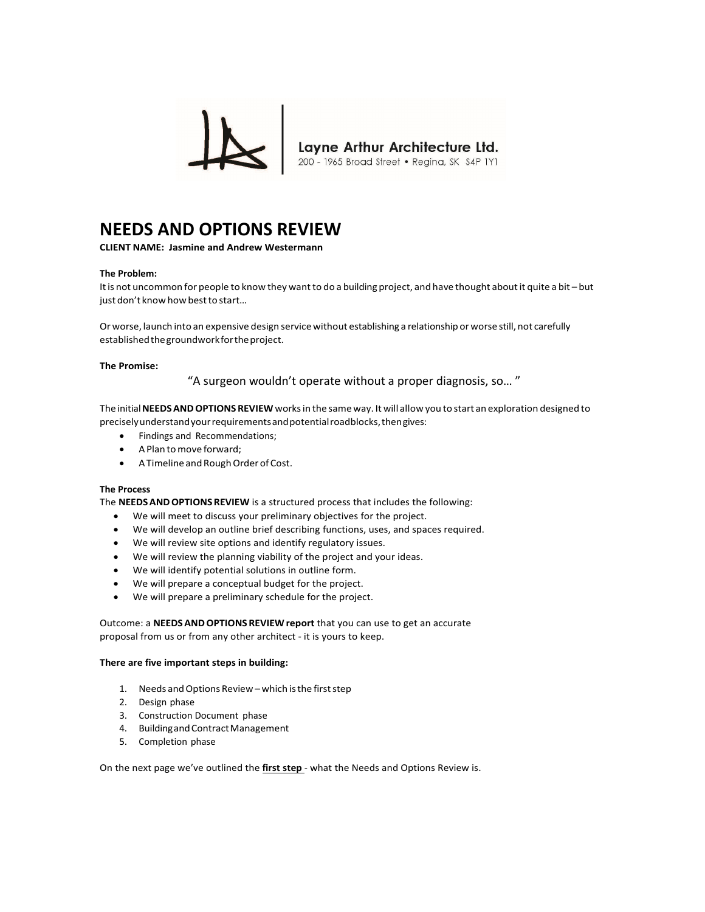Layne Arthur Architecture Ltd.
200 - 1965 Broad Street • Regina, SK S4P 1Y1

# NEEDS AND OPTIONS REVIEW

**CLIENT NAME: Jasmine and Andrew Westermann**

**The Problem:**

It is not uncommon for people to know they want to do a building project, and have thought about it quite a bit – but just don't know how best to start…

Or worse, launch into an expensive design service without establishing a relationship or worse still, not carefully established the groundwork for the project.

**The Promise:**

"A surgeon wouldn't operate without a proper diagnosis, so… "

The initial **NEEDS AND OPTIONS REVIEW** works in the same way. It will allow you to start an exploration designed to precisely understand your requirements and potential roadblocks, then gives:

- Findings and Recommendations;
- A Plan to move forward;
- A Timeline and Rough Order of Cost.

**The Process**

The **NEEDS AND OPTIONS REVIEW** is a structured process that includes the following:

- We will meet to discuss your preliminary objectives for the project.
- We will develop an outline brief describing functions, uses, and spaces required.
- We will review site options and identify regulatory issues.
- We will review the planning viability of the project and your ideas.
- We will identify potential solutions in outline form.
- We will prepare a conceptual budget for the project.
- We will prepare a preliminary schedule for the project.

Outcome: a **NEEDS AND OPTIONS REVIEW report** that you can use to get an accurate proposal from us or from any other architect - it is yours to keep.

**There are five important steps in building:**

1. Needs and Options Review – which is the first step
2. Design phase
3. Construction Document phase
4. Building and Contract Management
5. Completion phase

On the next page we've outlined the **first step** - what the Needs and Options Review is.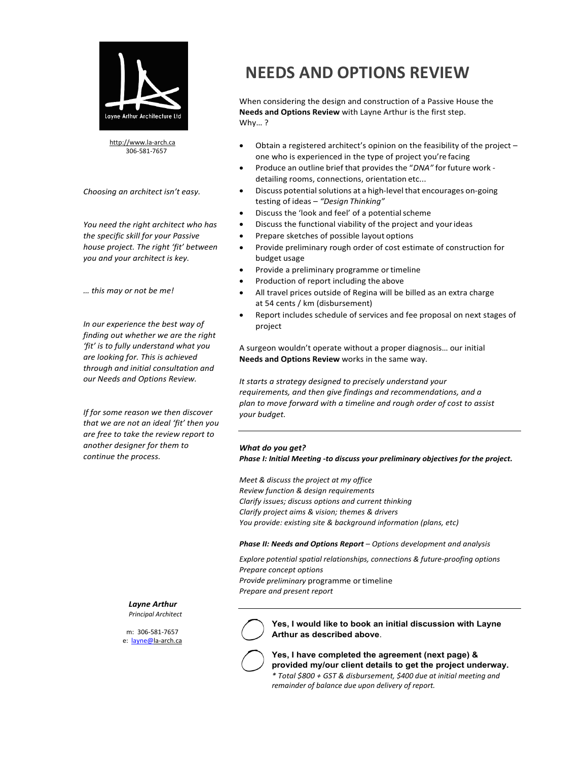Layne Arthur Architecture Ltd

http://www.la-arch.ca
306-581-7657

*Choosing an architect isn't easy.*

*You need the right architect who has the specific skill for your Passive house project. The right 'fit' between you and your architect is key.*

*… this may or not be me!*

*In our experience the best way of finding out whether we are the right 'fit' is to fully understand what you are looking for. This is achieved through and initial consultation and our Needs and Options Review.*

*If for some reason we then discover that we are not an ideal 'fit' then you are free to take the review report to another designer for them to continue the process.*

***Layne Arthur***
*Principal Architect*

m: 306-581-7657
e: layne@la-arch.ca

# NEEDS AND OPTIONS REVIEW

When considering the design and construction of a Passive House the **Needs and Options Review** with Layne Arthur is the first step.
Why… ?

- Obtain a registered architect's opinion on the feasibility of the project – one who is experienced in the type of project you're facing
- Produce an outline brief that provides the "*DNA"* for future work - detailing rooms, connections, orientation etc...
- Discuss potential solutions at a high-level that encourages on-going testing of ideas – *"Design Thinking"*
- Discuss the 'look and feel' of a potential scheme
- Discuss the functional viability of the project and your ideas
- Prepare sketches of possible layout options
- Provide preliminary rough order of cost estimate of construction for budget usage
- Provide a preliminary programme or timeline
- Production of report including the above
- All travel prices outside of Regina will be billed as an extra charge at 54 cents / km (disbursement)
- Report includes schedule of services and fee proposal on next stages of project

A surgeon wouldn't operate without a proper diagnosis… our initial **Needs and Options Review** works in the same way.

*It starts a strategy designed to precisely understand your requirements, and then give findings and recommendations, and a plan to move forward with a timeline and rough order of cost to assist your budget.*

---

***What do you get?***
***Phase I: Initial Meeting -to discuss your preliminary objectives for the project.***

*Meet & discuss the project at my office*
*Review function & design requirements*
*Clarify issues; discuss options and current thinking*
*Clarify project aims & vision; themes & drivers*
*You provide: existing site & background information (plans, etc)*

***Phase II: Needs and Options Report*** *– Options development and analysis*

*Explore potential spatial relationships, connections & future-proofing options*
*Prepare concept options*
*Provide preliminary* programme or timeline
*Prepare and present report*

---

○ **Yes, I would like to book an initial discussion with Layne Arthur as described above**.

○ **Yes, I have completed the agreement (next page) & provided my/our client details to get the project underway.**
*\* Total $800 + GST & disbursement, $400 due at initial meeting and remainder of balance due upon delivery of report.*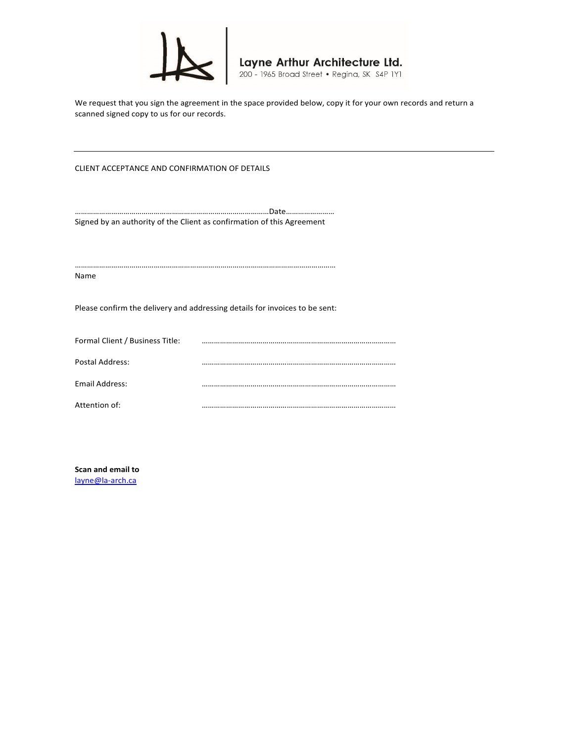**Layne Arthur Architecture Ltd.**
200 - 1965 Broad Street • Regina, SK S4P 1Y1

We request that you sign the agreement in the space provided below, copy it for your own records and return a scanned signed copy to us for our records.

---

CLIENT ACCEPTANCE AND CONFIRMATION OF DETAILS

……………………………………………………………………………………Date……………………
Signed by an authority of the Client as confirmation of this Agreement

……………………………………………………………………………………………………………
Name

Please confirm the delivery and addressing details for invoices to be sent:

Formal Client / Business Title: ………………………………………………………………………………

Postal Address: ………………………………………………………………………………

Email Address: ………………………………………………………………………………

Attention of: ………………………………………………………………………………

**Scan and email to**
[layne@la-arch.ca](mailto:layne@la-arch.ca)